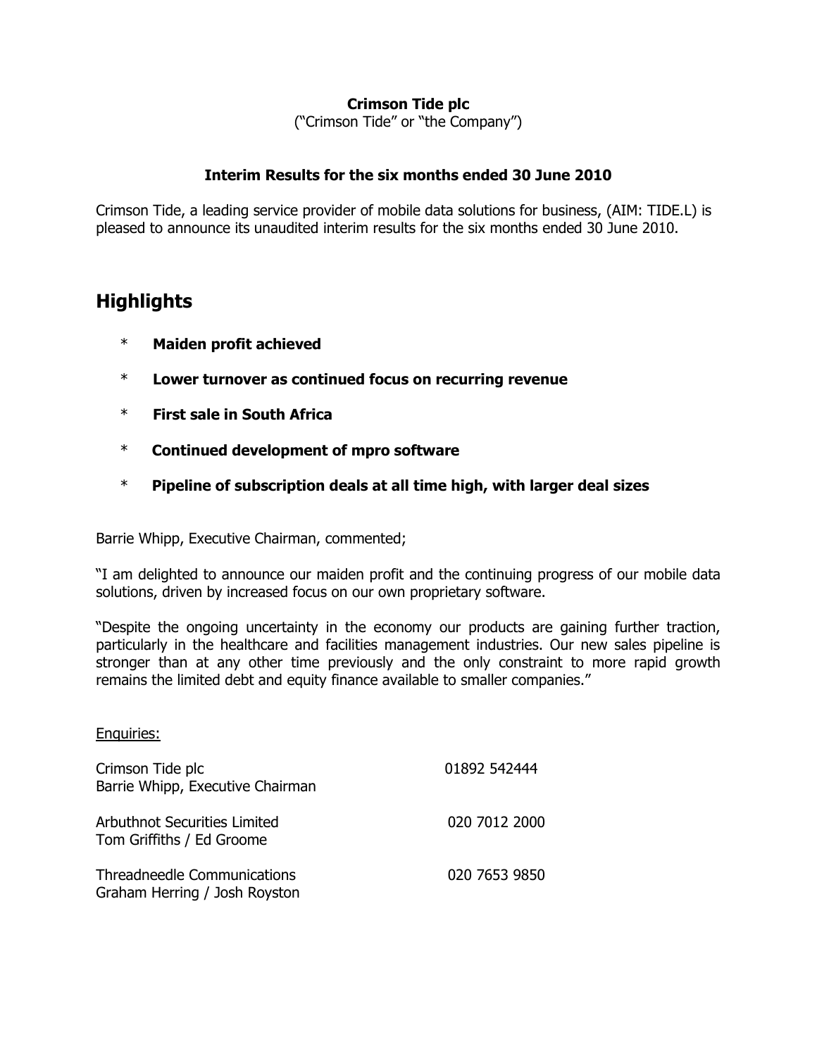**Crimson Tide plc**

("Crimson Tide" or "the Company")

**Interim Results for the six months ended 30 June 2010**

Crimson Tide, a leading service provider of mobile data solutions for business, (AIM: TIDE.L) is pleased to announce its unaudited interim results for the six months ended 30 June 2010.

# Highlights

- **Maiden profit achieved**
- **Lower turnover as continued focus on recurring revenue**
- **First sale in South Africa**
- **Continued development of mpro software**
- **Pipeline of subscription deals at all time high, with larger deal sizes**

Barrie Whipp, Executive Chairman, commented;

"I am delighted to announce our maiden profit and the continuing progress of our mobile data solutions, driven by increased focus on our own proprietary software.

"Despite the ongoing uncertainty in the economy our products are gaining further traction, particularly in the healthcare and facilities management industries. Our new sales pipeline is stronger than at any other time previously and the only constraint to more rapid growth remains the limited debt and equity finance available to smaller companies."

Enquiries:

| | |
|---|---|
| Crimson Tide plc<br>Barrie Whipp, Executive Chairman | 01892 542444 |
| Arbuthnot Securities Limited<br>Tom Griffiths / Ed Groome | 020 7012 2000 |
| Threadneedle Communications<br>Graham Herring / Josh Royston | 020 7653 9850 |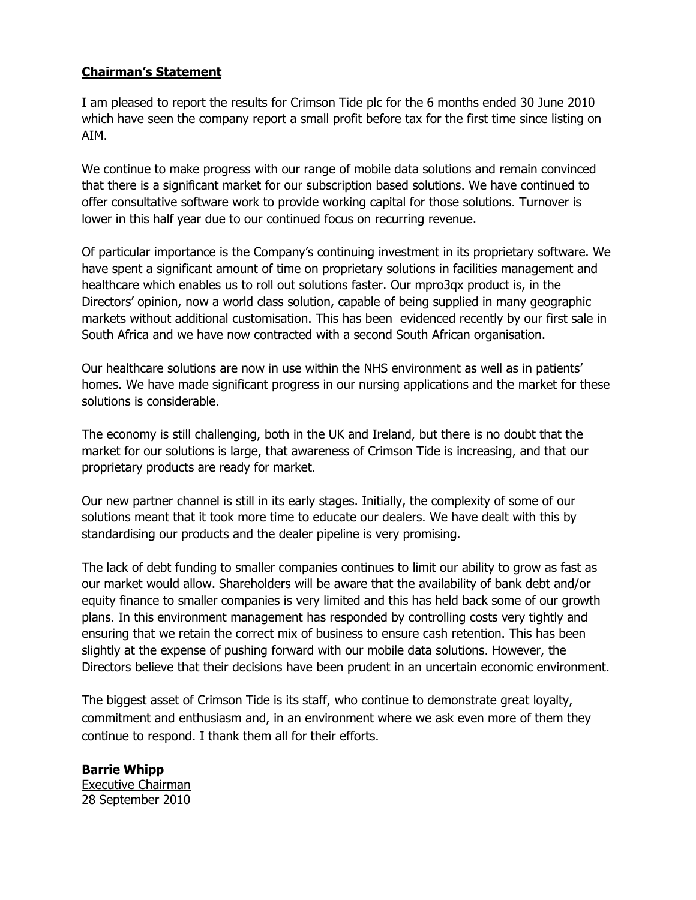## Chairman's Statement

I am pleased to report the results for Crimson Tide plc for the 6 months ended 30 June 2010 which have seen the company report a small profit before tax for the first time since listing on AIM.

We continue to make progress with our range of mobile data solutions and remain convinced that there is a significant market for our subscription based solutions. We have continued to offer consultative software work to provide working capital for those solutions. Turnover is lower in this half year due to our continued focus on recurring revenue.

Of particular importance is the Company's continuing investment in its proprietary software. We have spent a significant amount of time on proprietary solutions in facilities management and healthcare which enables us to roll out solutions faster. Our mpro3qx product is, in the Directors' opinion, now a world class solution, capable of being supplied in many geographic markets without additional customisation. This has been evidenced recently by our first sale in South Africa and we have now contracted with a second South African organisation.

Our healthcare solutions are now in use within the NHS environment as well as in patients' homes. We have made significant progress in our nursing applications and the market for these solutions is considerable.

The economy is still challenging, both in the UK and Ireland, but there is no doubt that the market for our solutions is large, that awareness of Crimson Tide is increasing, and that our proprietary products are ready for market.

Our new partner channel is still in its early stages. Initially, the complexity of some of our solutions meant that it took more time to educate our dealers. We have dealt with this by standardising our products and the dealer pipeline is very promising.

The lack of debt funding to smaller companies continues to limit our ability to grow as fast as our market would allow. Shareholders will be aware that the availability of bank debt and/or equity finance to smaller companies is very limited and this has held back some of our growth plans. In this environment management has responded by controlling costs very tightly and ensuring that we retain the correct mix of business to ensure cash retention. This has been slightly at the expense of pushing forward with our mobile data solutions. However, the Directors believe that their decisions have been prudent in an uncertain economic environment.

The biggest asset of Crimson Tide is its staff, who continue to demonstrate great loyalty, commitment and enthusiasm and, in an environment where we ask even more of them they continue to respond. I thank them all for their efforts.

**Barrie Whipp**
Executive Chairman
28 September 2010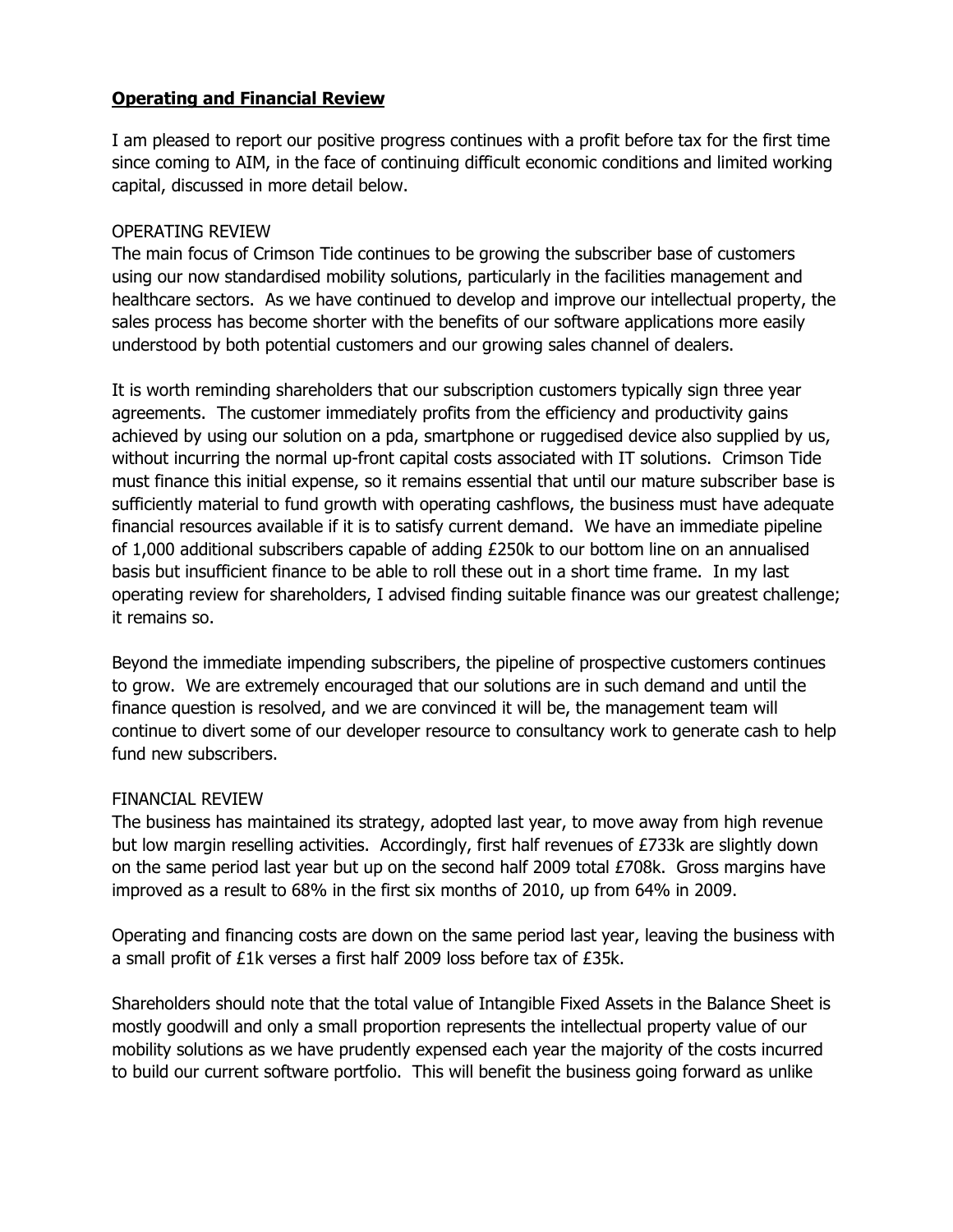## **Operating and Financial Review**

I am pleased to report our positive progress continues with a profit before tax for the first time since coming to AIM, in the face of continuing difficult economic conditions and limited working capital, discussed in more detail below.

### OPERATING REVIEW

The main focus of Crimson Tide continues to be growing the subscriber base of customers using our now standardised mobility solutions, particularly in the facilities management and healthcare sectors. As we have continued to develop and improve our intellectual property, the sales process has become shorter with the benefits of our software applications more easily understood by both potential customers and our growing sales channel of dealers.

It is worth reminding shareholders that our subscription customers typically sign three year agreements. The customer immediately profits from the efficiency and productivity gains achieved by using our solution on a pda, smartphone or ruggedised device also supplied by us, without incurring the normal up-front capital costs associated with IT solutions. Crimson Tide must finance this initial expense, so it remains essential that until our mature subscriber base is sufficiently material to fund growth with operating cashflows, the business must have adequate financial resources available if it is to satisfy current demand. We have an immediate pipeline of 1,000 additional subscribers capable of adding £250k to our bottom line on an annualised basis but insufficient finance to be able to roll these out in a short time frame. In my last operating review for shareholders, I advised finding suitable finance was our greatest challenge; it remains so.

Beyond the immediate impending subscribers, the pipeline of prospective customers continues to grow. We are extremely encouraged that our solutions are in such demand and until the finance question is resolved, and we are convinced it will be, the management team will continue to divert some of our developer resource to consultancy work to generate cash to help fund new subscribers.

### FINANCIAL REVIEW

The business has maintained its strategy, adopted last year, to move away from high revenue but low margin reselling activities. Accordingly, first half revenues of £733k are slightly down on the same period last year but up on the second half 2009 total £708k. Gross margins have improved as a result to 68% in the first six months of 2010, up from 64% in 2009.

Operating and financing costs are down on the same period last year, leaving the business with a small profit of £1k verses a first half 2009 loss before tax of £35k.

Shareholders should note that the total value of Intangible Fixed Assets in the Balance Sheet is mostly goodwill and only a small proportion represents the intellectual property value of our mobility solutions as we have prudently expensed each year the majority of the costs incurred to build our current software portfolio. This will benefit the business going forward as unlike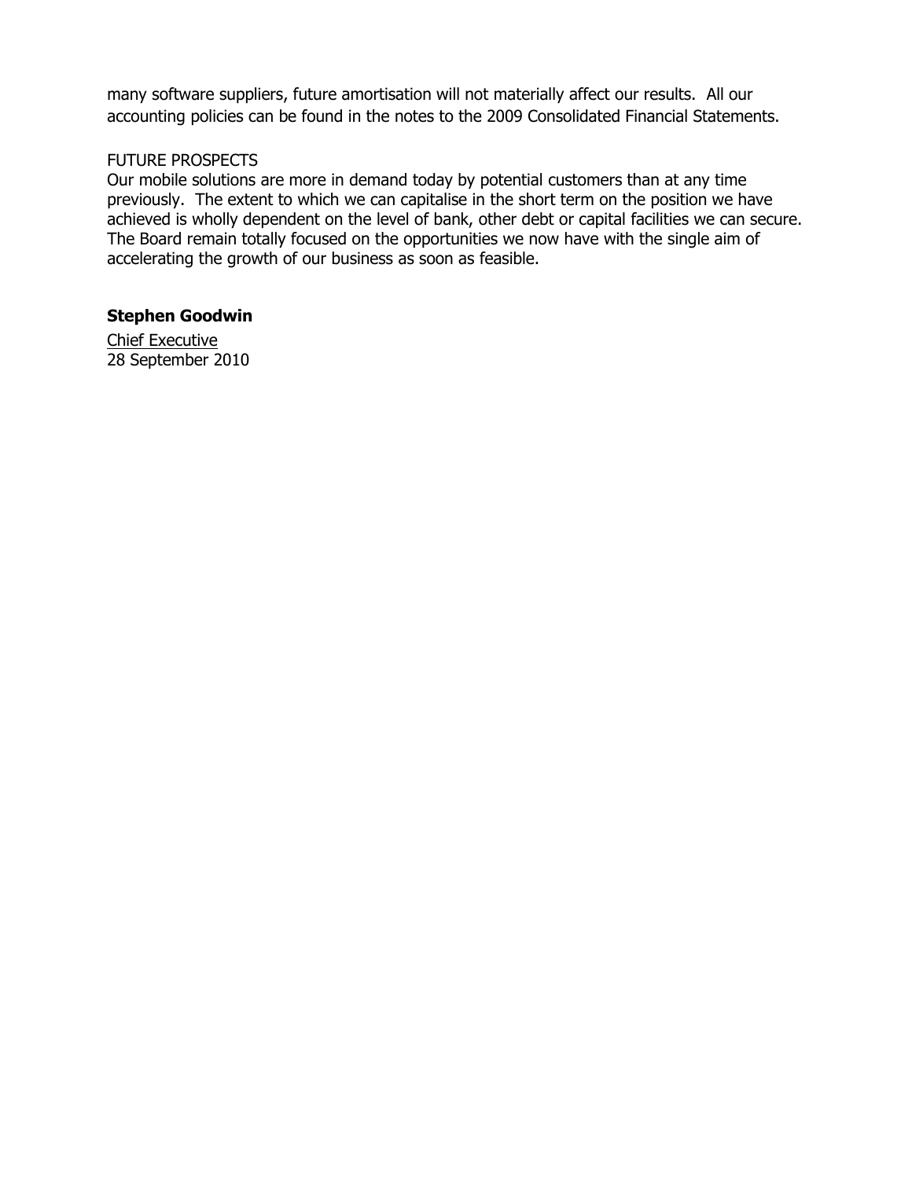many software suppliers, future amortisation will not materially affect our results. All our accounting policies can be found in the notes to the 2009 Consolidated Financial Statements.

FUTURE PROSPECTS

Our mobile solutions are more in demand today by potential customers than at any time previously. The extent to which we can capitalise in the short term on the position we have achieved is wholly dependent on the level of bank, other debt or capital facilities we can secure. The Board remain totally focused on the opportunities we now have with the single aim of accelerating the growth of our business as soon as feasible.

**Stephen Goodwin**

Chief Executive
28 September 2010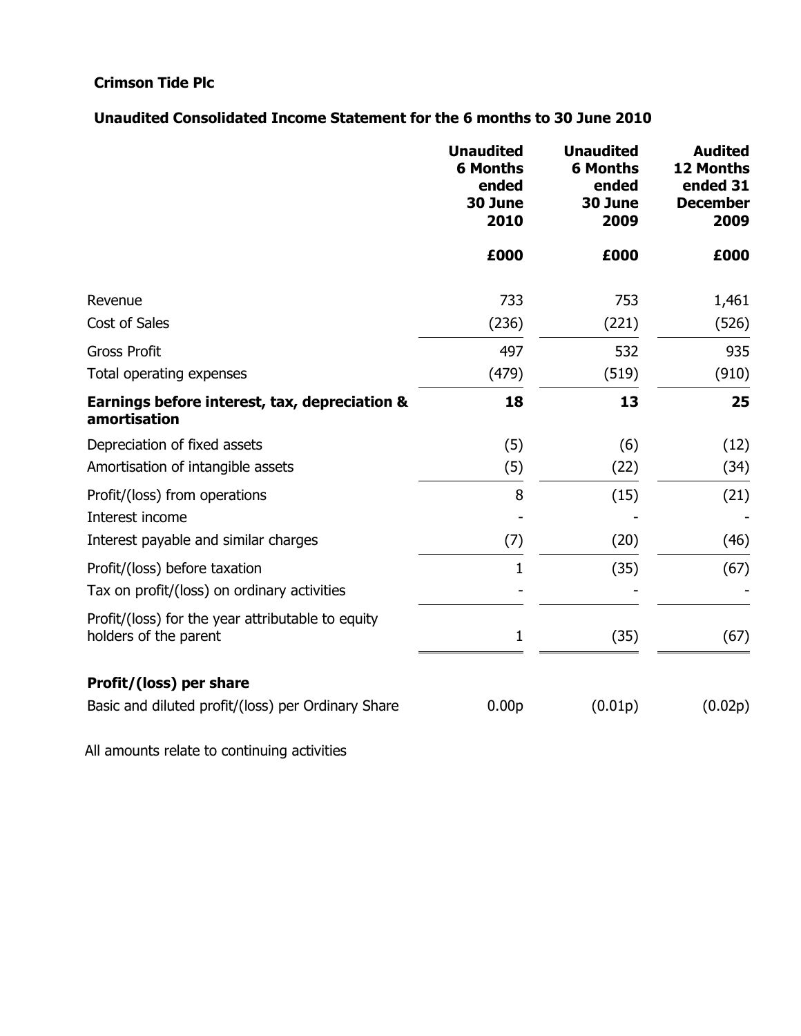**Crimson Tide Plc**

**Unaudited Consolidated Income Statement for the 6 months to 30 June 2010**

| | **Unaudited 6 Months ended 30 June 2010** | **Unaudited 6 Months ended 30 June 2009** | **Audited 12 Months ended 31 December 2009** |
|---|---|---|---|
| | **£000** | **£000** | **£000** |
| Revenue | 733 | 753 | 1,461 |
| Cost of Sales | (236) | (221) | (526) |
| Gross Profit | 497 | 532 | 935 |
| Total operating expenses | (479) | (519) | (910) |
| **Earnings before interest, tax, depreciation & amortisation** | **18** | **13** | **25** |
| Depreciation of fixed assets | (5) | (6) | (12) |
| Amortisation of intangible assets | (5) | (22) | (34) |
| Profit/(loss) from operations | 8 | (15) | (21) |
| Interest income | - | - | - |
| Interest payable and similar charges | (7) | (20) | (46) |
| Profit/(loss) before taxation | 1 | (35) | (67) |
| Tax on profit/(loss) on ordinary activities | - | - | - |
| Profit/(loss) for the year attributable to equity holders of the parent | 1 | (35) | (67) |
| **Profit/(loss) per share** | | | |
| Basic and diluted profit/(loss) per Ordinary Share | 0.00p | (0.01p) | (0.02p) |

All amounts relate to continuing activities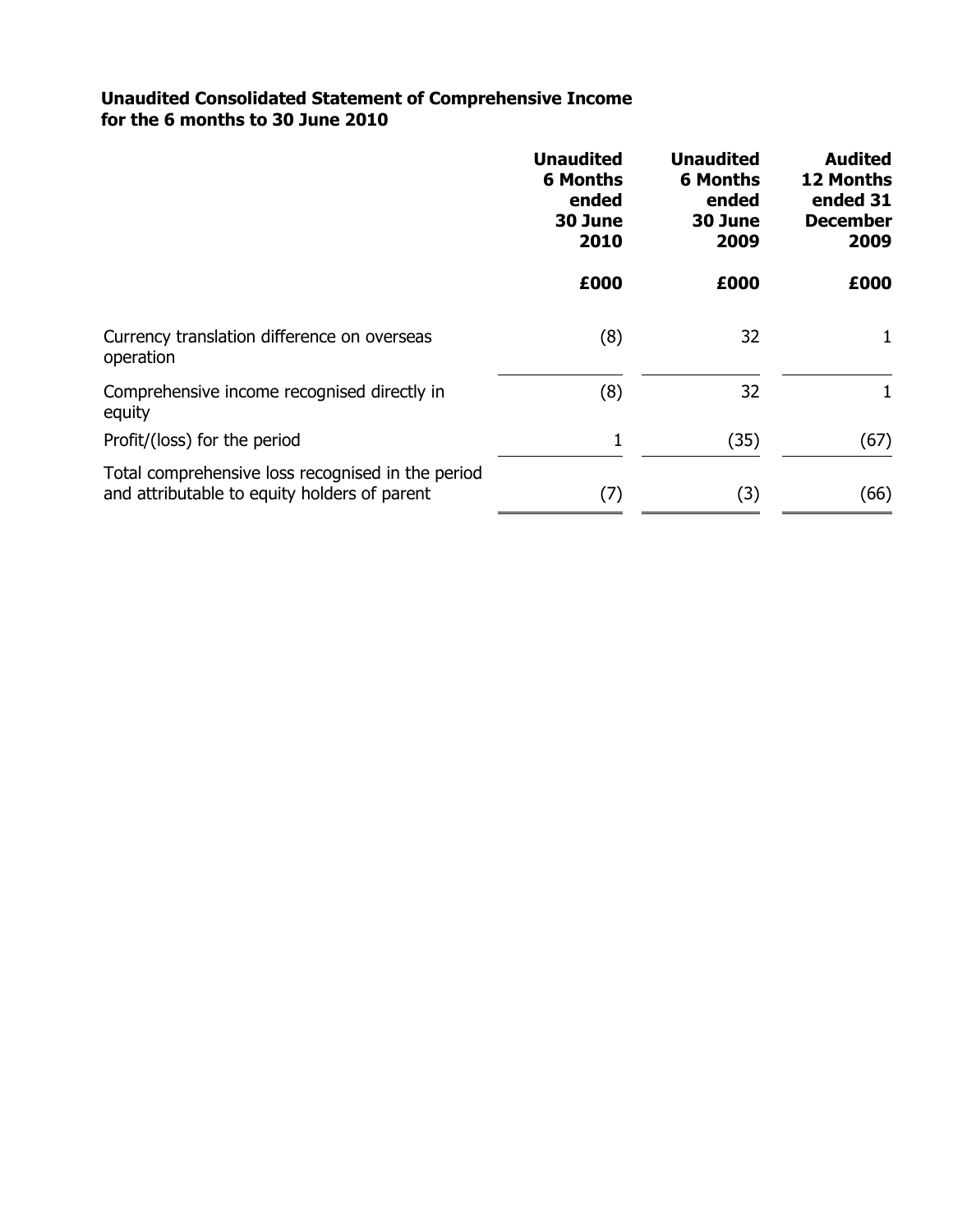**Unaudited Consolidated Statement of Comprehensive Income**
**for the 6 months to 30 June 2010**

| | Unaudited 6 Months ended 30 June 2010 | Unaudited 6 Months ended 30 June 2009 | Audited 12 Months ended 31 December 2009 |
|---|---|---|---|
| | £000 | £000 | £000 |
| Currency translation difference on overseas operation | (8) | 32 | 1 |
| Comprehensive income recognised directly in equity | (8) | 32 | 1 |
| Profit/(loss) for the period | 1 | (35) | (67) |
| Total comprehensive loss recognised in the period and attributable to equity holders of parent | (7) | (3) | (66) |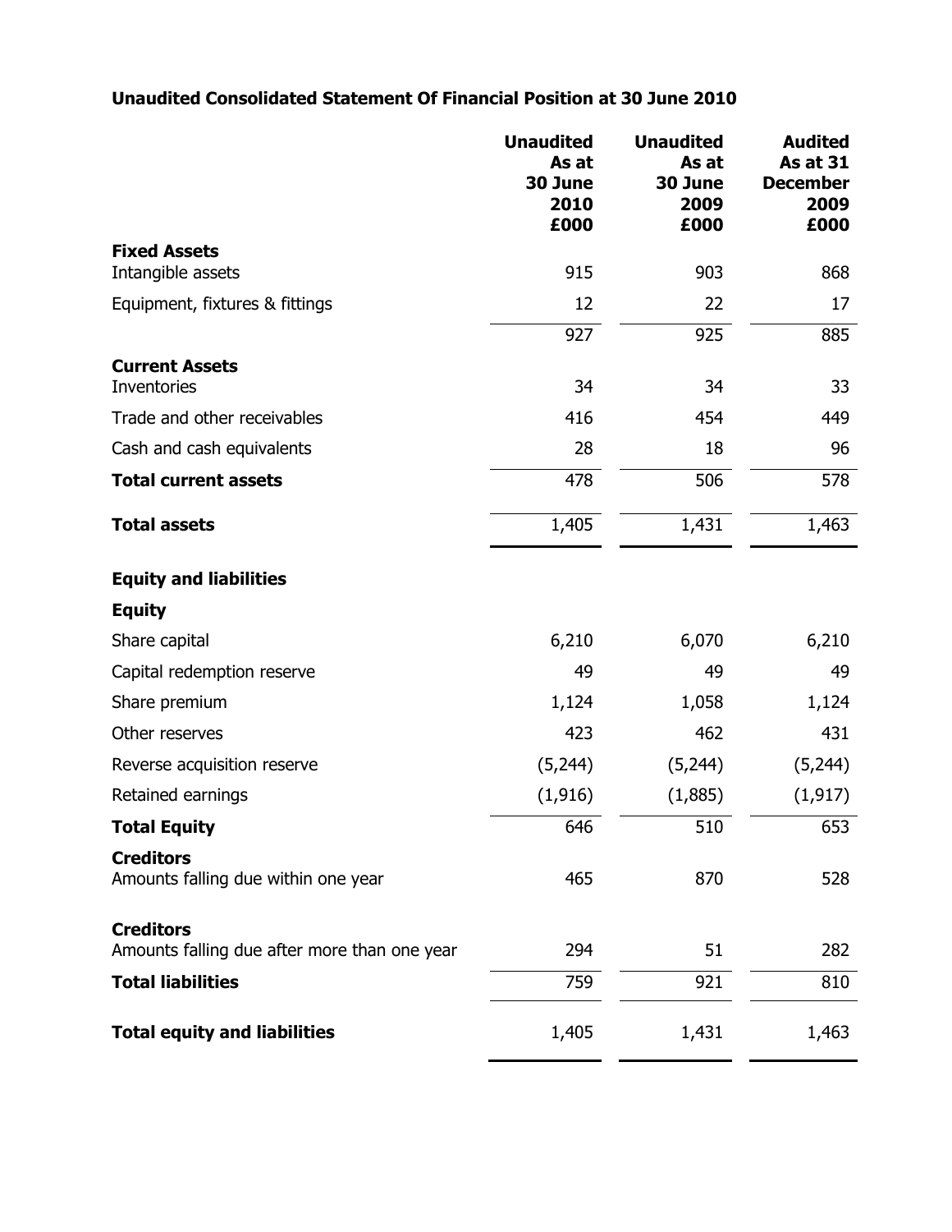## Unaudited Consolidated Statement Of Financial Position at 30 June 2010

| | Unaudited As at 30 June 2010 £000 | Unaudited As at 30 June 2009 £000 | Audited As at 31 December 2009 £000 |
|---|---|---|---|
| **Fixed Assets** | | | |
| Intangible assets | 915 | 903 | 868 |
| Equipment, fixtures & fittings | 12 | 22 | 17 |
| | 927 | 925 | 885 |
| **Current Assets** | | | |
| Inventories | 34 | 34 | 33 |
| Trade and other receivables | 416 | 454 | 449 |
| Cash and cash equivalents | 28 | 18 | 96 |
| **Total current assets** | 478 | 506 | 578 |
| **Total assets** | 1,405 | 1,431 | 1,463 |
| **Equity and liabilities** | | | |
| **Equity** | | | |
| Share capital | 6,210 | 6,070 | 6,210 |
| Capital redemption reserve | 49 | 49 | 49 |
| Share premium | 1,124 | 1,058 | 1,124 |
| Other reserves | 423 | 462 | 431 |
| Reverse acquisition reserve | (5,244) | (5,244) | (5,244) |
| Retained earnings | (1,916) | (1,885) | (1,917) |
| **Total Equity** | 646 | 510 | 653 |
| **Creditors** | | | |
| Amounts falling due within one year | 465 | 870 | 528 |
| **Creditors** | | | |
| Amounts falling due after more than one year | 294 | 51 | 282 |
| **Total liabilities** | 759 | 921 | 810 |
| **Total equity and liabilities** | 1,405 | 1,431 | 1,463 |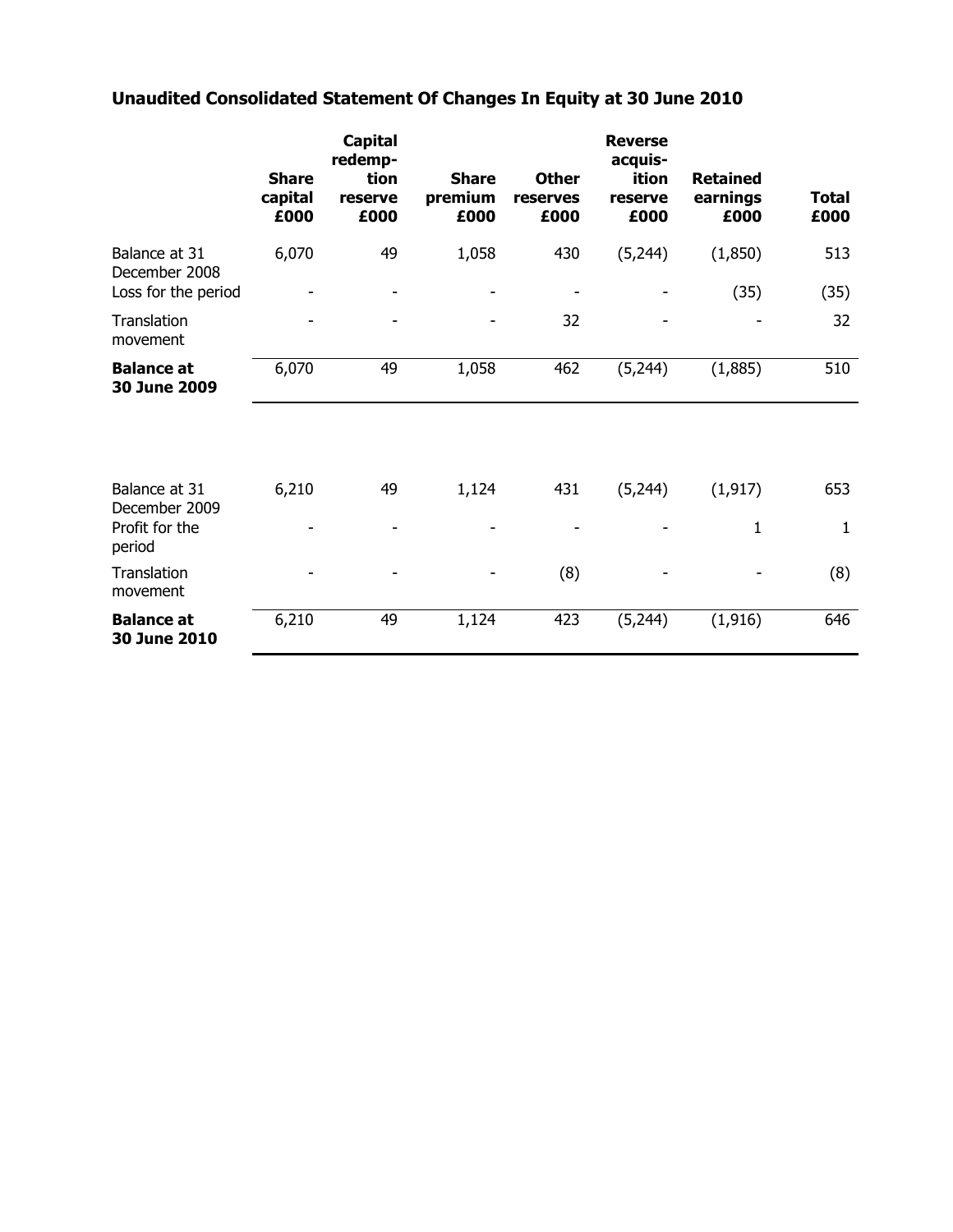## Unaudited Consolidated Statement Of Changes In Equity at 30 June 2010

| | Share capital £000 | Capital redemption reserve £000 | Share premium £000 | Other reserves £000 | Reverse acquisition reserve £000 | Retained earnings £000 | Total £000 |
|---|---|---|---|---|---|---|---|
| Balance at 31 December 2008 | 6,070 | 49 | 1,058 | 430 | (5,244) | (1,850) | 513 |
| Loss for the period | - | - | - | - | - | (35) | (35) |
| Translation movement | - | - | - | 32 | - | - | 32 |
| **Balance at 30 June 2009** | 6,070 | 49 | 1,058 | 462 | (5,244) | (1,885) | 510 |
| | | | | | | | |
| Balance at 31 December 2009 | 6,210 | 49 | 1,124 | 431 | (5,244) | (1,917) | 653 |
| Profit for the period | - | - | - | - | - | 1 | 1 |
| Translation movement | - | - | - | (8) | - | - | (8) |
| **Balance at 30 June 2010** | 6,210 | 49 | 1,124 | 423 | (5,244) | (1,916) | 646 |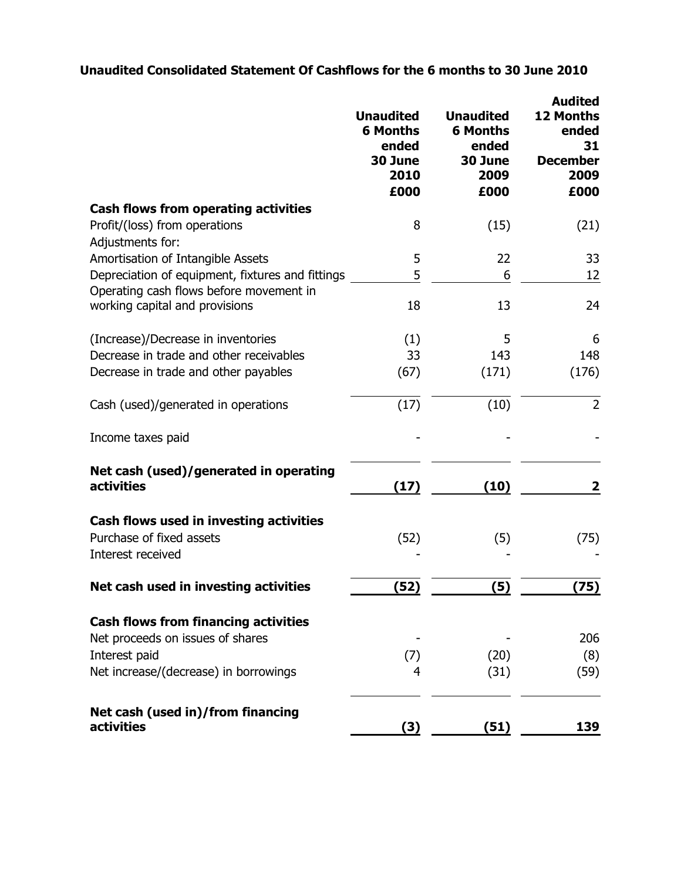## Unaudited Consolidated Statement Of Cashflows for the 6 months to 30 June 2010

| | Unaudited 6 Months ended 30 June 2010 £000 | Unaudited 6 Months ended 30 June 2009 £000 | Audited 12 Months ended 31 December 2009 £000 |
|---|---|---|---|
| **Cash flows from operating activities** | | | |
| Profit/(loss) from operations | 8 | (15) | (21) |
| Adjustments for: | | | |
| Amortisation of Intangible Assets | 5 | 22 | 33 |
| Depreciation of equipment, fixtures and fittings | 5 | 6 | 12 |
| Operating cash flows before movement in working capital and provisions | 18 | 13 | 24 |
| (Increase)/Decrease in inventories | (1) | 5 | 6 |
| Decrease in trade and other receivables | 33 | 143 | 148 |
| Decrease in trade and other payables | (67) | (171) | (176) |
| Cash (used)/generated in operations | (17) | (10) | 2 |
| Income taxes paid | - | - | - |
| **Net cash (used)/generated in operating activities** | **(17)** | **(10)** | **2** |
| **Cash flows used in investing activities** | | | |
| Purchase of fixed assets | (52) | (5) | (75) |
| Interest received | - | - | - |
| **Net cash used in investing activities** | **(52)** | **(5)** | **(75)** |
| **Cash flows from financing activities** | | | |
| Net proceeds on issues of shares | - | - | 206 |
| Interest paid | (7) | (20) | (8) |
| Net increase/(decrease) in borrowings | 4 | (31) | (59) |
| **Net cash (used in)/from financing activities** | **(3)** | **(51)** | **139** |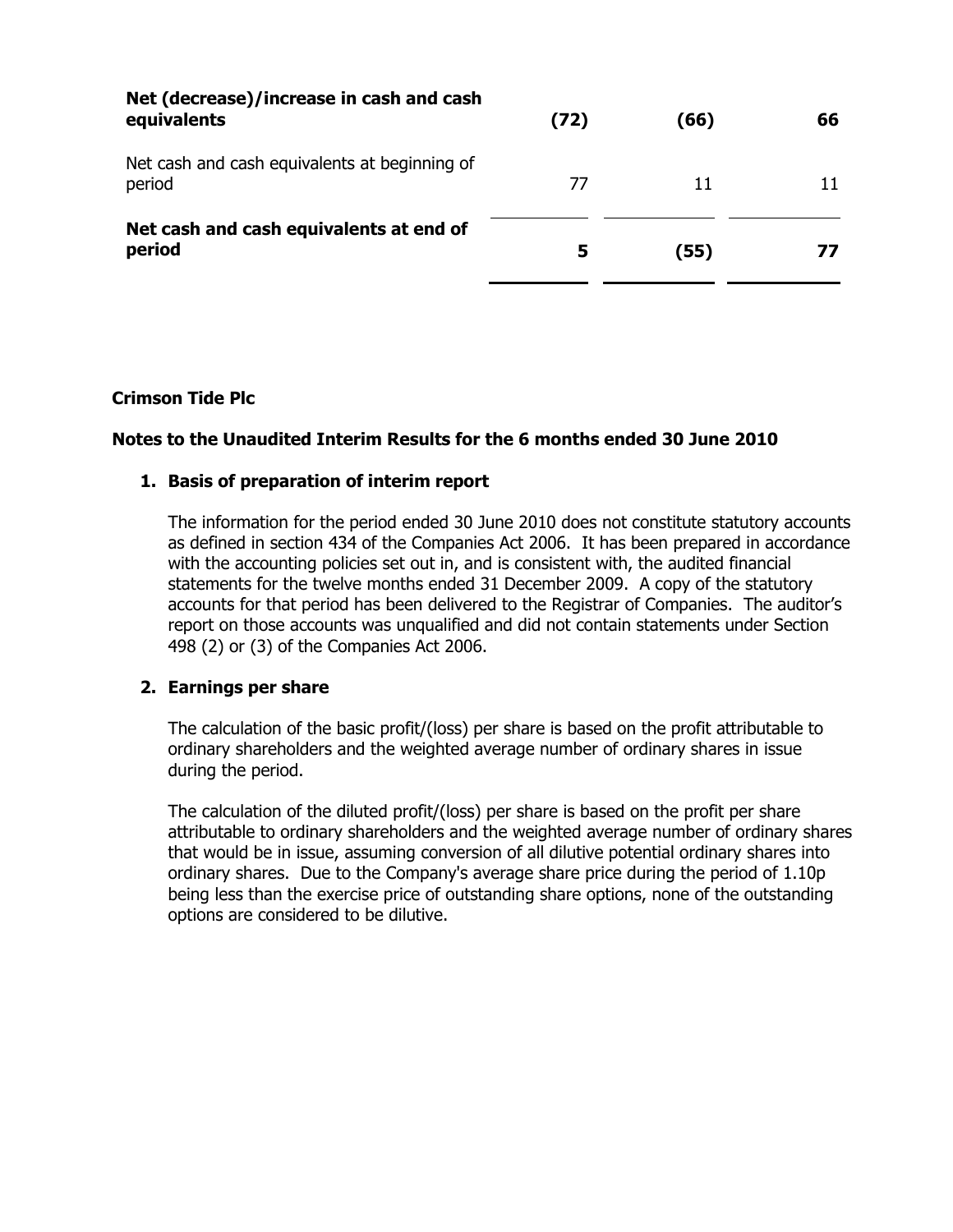| | | | |
|---|---|---|---|
| **Net (decrease)/increase in cash and cash equivalents** | **(72)** | **(66)** | **66** |
| Net cash and cash equivalents at beginning of period | 77 | 11 | 11 |
| **Net cash and cash equivalents at end of period** | **5** | **(55)** | **77** |

**Crimson Tide Plc**

**Notes to the Unaudited Interim Results for the 6 months ended 30 June 2010**

1. **Basis of preparation of interim report**

   The information for the period ended 30 June 2010 does not constitute statutory accounts as defined in section 434 of the Companies Act 2006. It has been prepared in accordance with the accounting policies set out in, and is consistent with, the audited financial statements for the twelve months ended 31 December 2009. A copy of the statutory accounts for that period has been delivered to the Registrar of Companies. The auditor's report on those accounts was unqualified and did not contain statements under Section 498 (2) or (3) of the Companies Act 2006.

2. **Earnings per share**

   The calculation of the basic profit/(loss) per share is based on the profit attributable to ordinary shareholders and the weighted average number of ordinary shares in issue during the period.

   The calculation of the diluted profit/(loss) per share is based on the profit per share attributable to ordinary shareholders and the weighted average number of ordinary shares that would be in issue, assuming conversion of all dilutive potential ordinary shares into ordinary shares. Due to the Company's average share price during the period of 1.10p being less than the exercise price of outstanding share options, none of the outstanding options are considered to be dilutive.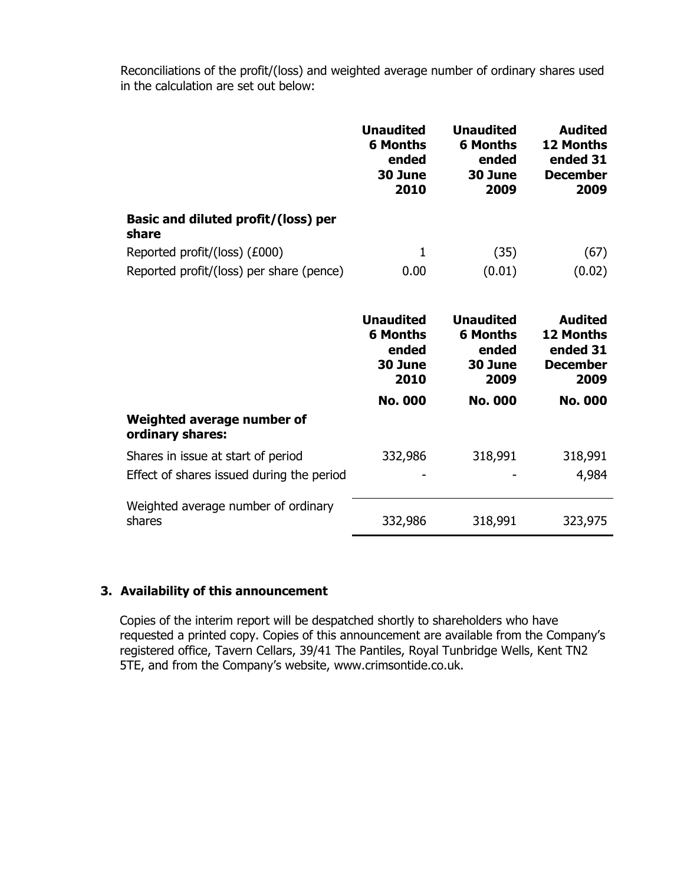Reconciliations of the profit/(loss) and weighted average number of ordinary shares used in the calculation are set out below:

| | **Unaudited 6 Months ended 30 June 2010** | **Unaudited 6 Months ended 30 June 2009** | **Audited 12 Months ended 31 December 2009** |
|---|---|---|---|
| **Basic and diluted profit/(loss) per share** | | | |
| Reported profit/(loss) (£000) | 1 | (35) | (67) |
| Reported profit/(loss) per share (pence) | 0.00 | (0.01) | (0.02) |

| | **Unaudited 6 Months ended 30 June 2010** | **Unaudited 6 Months ended 30 June 2009** | **Audited 12 Months ended 31 December 2009** |
|---|---|---|---|
| | **No. 000** | **No. 000** | **No. 000** |
| **Weighted average number of ordinary shares:** | | | |
| Shares in issue at start of period | 332,986 | 318,991 | 318,991 |
| Effect of shares issued during the period | - | - | 4,984 |
| Weighted average number of ordinary shares | 332,986 | 318,991 | 323,975 |

## 3. Availability of this announcement

Copies of the interim report will be despatched shortly to shareholders who have requested a printed copy. Copies of this announcement are available from the Company's registered office, Tavern Cellars, 39/41 The Pantiles, Royal Tunbridge Wells, Kent TN2 5TE, and from the Company's website, www.crimsontide.co.uk.